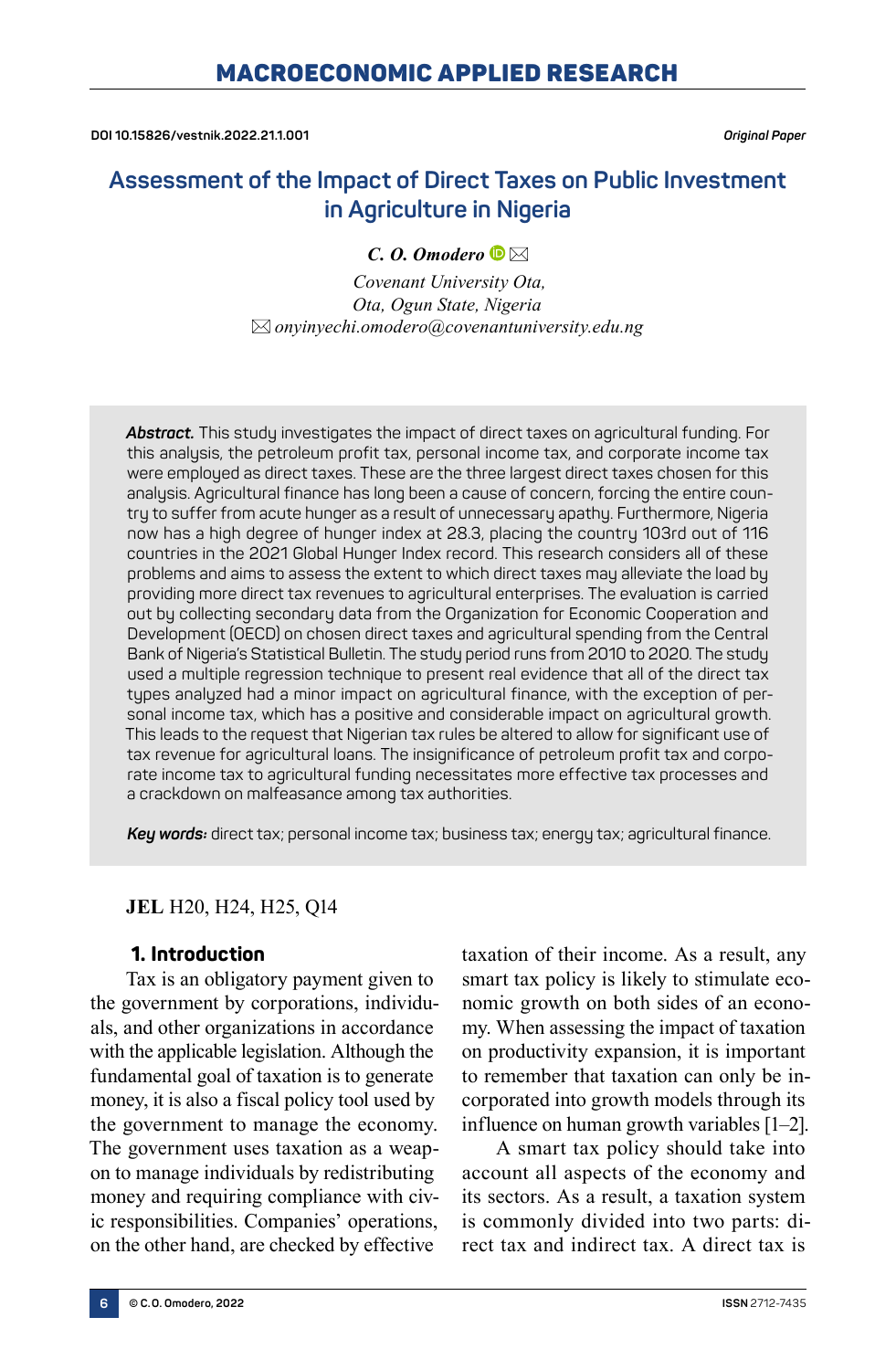DOI 10.15826/vestnik.2022.21.1.001

*Original Paper*

# Assessment of the Impact of Direct Taxes on Public Investment in Agriculture in Nigeria

***C. O. Omodero***

*Covenant University Ota,*
*Ota, Ogun State, Nigeria*
*onyinyechi.omodero@covenantuniversity.edu.ng*

***Abstract.*** This study investigates the impact of direct taxes on agricultural funding. For this analysis, the petroleum profit tax, personal income tax, and corporate income tax were employed as direct taxes. These are the three largest direct taxes chosen for this analysis. Agricultural finance has long been a cause of concern, forcing the entire country to suffer from acute hunger as a result of unnecessary apathy. Furthermore, Nigeria now has a high degree of hunger index at 28.3, placing the country 103rd out of 116 countries in the 2021 Global Hunger Index record. This research considers all of these problems and aims to assess the extent to which direct taxes may alleviate the load by providing more direct tax revenues to agricultural enterprises. The evaluation is carried out by collecting secondary data from the Organization for Economic Cooperation and Development (OECD) on chosen direct taxes and agricultural spending from the Central Bank of Nigeria's Statistical Bulletin. The study period runs from 2010 to 2020. The study used a multiple regression technique to present real evidence that all of the direct tax types analyzed had a minor impact on agricultural finance, with the exception of personal income tax, which has a positive and considerable impact on agricultural growth. This leads to the request that Nigerian tax rules be altered to allow for significant use of tax revenue for agricultural loans. The insignificance of petroleum profit tax and corporate income tax to agricultural funding necessitates more effective tax processes and a crackdown on malfeasance among tax authorities.

***Key words:*** direct tax; personal income tax; business tax; energy tax; agricultural finance.

**JEL** H20, H24, H25, Q14

## 1. Introduction

Tax is an obligatory payment given to the government by corporations, individuals, and other organizations in accordance with the applicable legislation. Although the fundamental goal of taxation is to generate money, it is also a fiscal policy tool used by the government to manage the economy. The government uses taxation as a weapon to manage individuals by redistributing money and requiring compliance with civic responsibilities. Companies' operations, on the other hand, are checked by effective taxation of their income. As a result, any smart tax policy is likely to stimulate economic growth on both sides of an economy. When assessing the impact of taxation on productivity expansion, it is important to remember that taxation can only be incorporated into growth models through its influence on human growth variables [1–2].

A smart tax policy should take into account all aspects of the economy and its sectors. As a result, a taxation system is commonly divided into two parts: direct tax and indirect tax. A direct tax is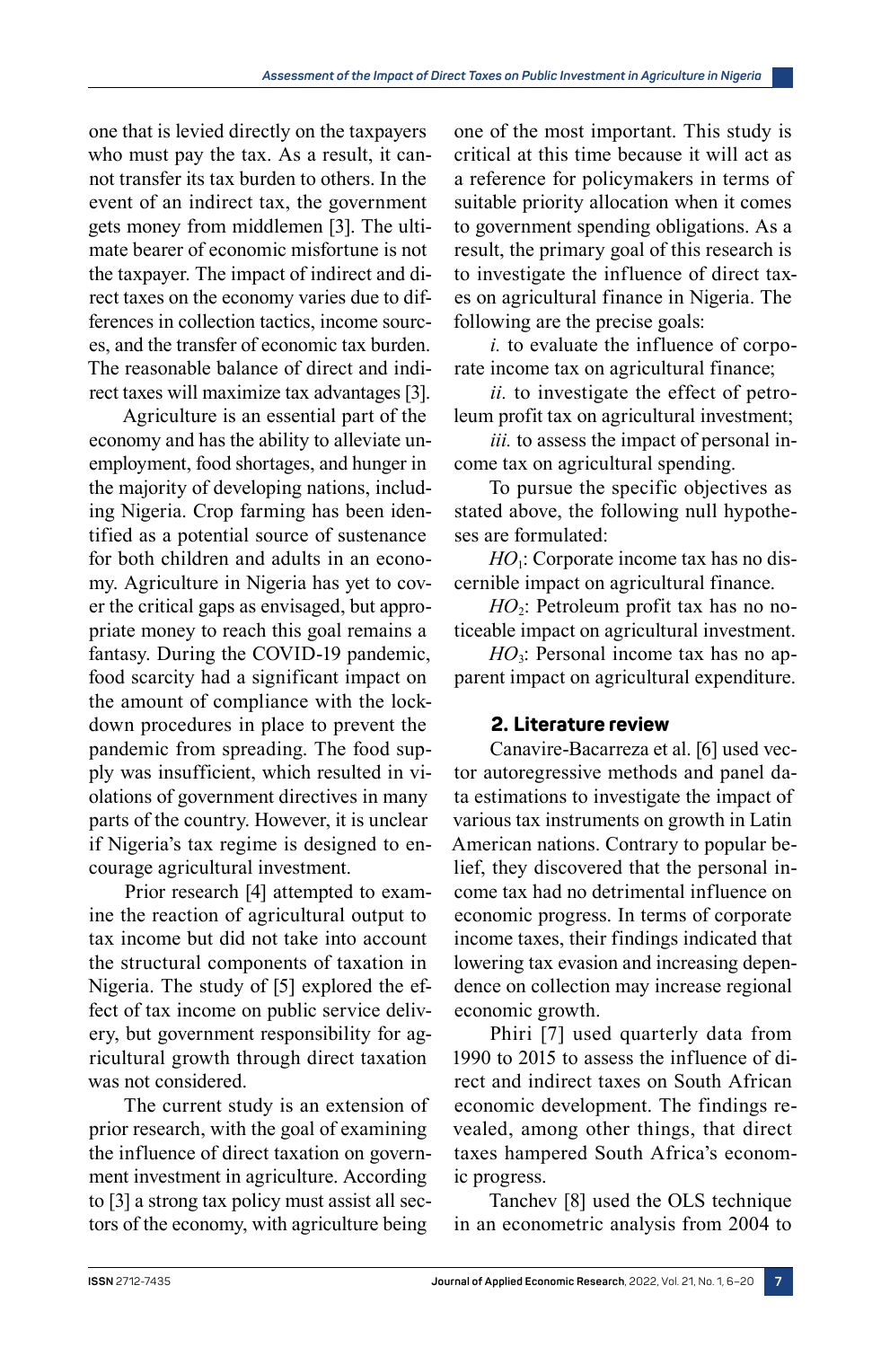one that is levied directly on the taxpayers who must pay the tax. As a result, it cannot transfer its tax burden to others. In the event of an indirect tax, the government gets money from middlemen [3]. The ultimate bearer of economic misfortune is not the taxpayer. The impact of indirect and direct taxes on the economy varies due to differences in collection tactics, income sources, and the transfer of economic tax burden. The reasonable balance of direct and indirect taxes will maximize tax advantages [3].

Agriculture is an essential part of the economy and has the ability to alleviate unemployment, food shortages, and hunger in the majority of developing nations, including Nigeria. Crop farming has been identified as a potential source of sustenance for both children and adults in an economy. Agriculture in Nigeria has yet to cover the critical gaps as envisaged, but appropriate money to reach this goal remains a fantasy. During the COVID-19 pandemic, food scarcity had a significant impact on the amount of compliance with the lockdown procedures in place to prevent the pandemic from spreading. The food supply was insufficient, which resulted in violations of government directives in many parts of the country. However, it is unclear if Nigeria's tax regime is designed to encourage agricultural investment.

Prior research [4] attempted to examine the reaction of agricultural output to tax income but did not take into account the structural components of taxation in Nigeria. The study of [5] explored the effect of tax income on public service delivery, but government responsibility for agricultural growth through direct taxation was not considered.

The current study is an extension of prior research, with the goal of examining the influence of direct taxation on government investment in agriculture. According to [3] a strong tax policy must assist all sectors of the economy, with agriculture being one of the most important. This study is critical at this time because it will act as a reference for policymakers in terms of suitable priority allocation when it comes to government spending obligations. As a result, the primary goal of this research is to investigate the influence of direct taxes on agricultural finance in Nigeria. The following are the precise goals:

*i.* to evaluate the influence of corporate income tax on agricultural finance;

*ii.* to investigate the effect of petroleum profit tax on agricultural investment;

*iii.* to assess the impact of personal income tax on agricultural spending.

To pursue the specific objectives as stated above, the following null hypotheses are formulated:

$HO_1$: Corporate income tax has no discernible impact on agricultural finance.

$HO_2$: Petroleum profit tax has no noticeable impact on agricultural investment.

$HO_3$: Personal income tax has no apparent impact on agricultural expenditure.

## 2. Literature review

Canavire-Bacarreza et al. [6] used vector autoregressive methods and panel data estimations to investigate the impact of various tax instruments on growth in Latin American nations. Contrary to popular belief, they discovered that the personal income tax had no detrimental influence on economic progress. In terms of corporate income taxes, their findings indicated that lowering tax evasion and increasing dependence on collection may increase regional economic growth.

Phiri [7] used quarterly data from 1990 to 2015 to assess the influence of direct and indirect taxes on South African economic development. The findings revealed, among other things, that direct taxes hampered South Africa's economic progress.

Tanchev [8] used the OLS technique in an econometric analysis from 2004 to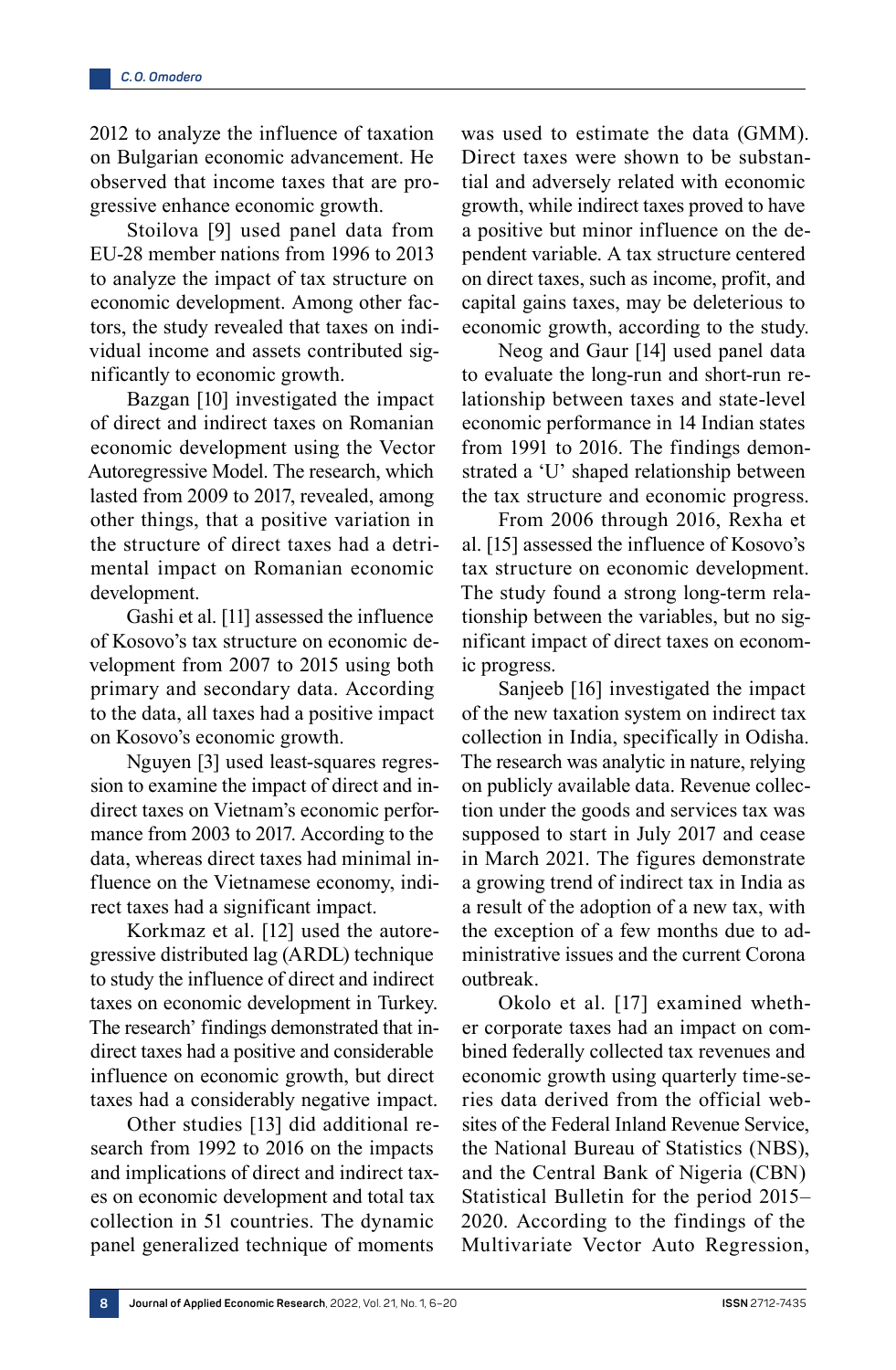2012 to analyze the influence of taxation on Bulgarian economic advancement. He observed that income taxes that are progressive enhance economic growth.

Stoilova [9] used panel data from EU-28 member nations from 1996 to 2013 to analyze the impact of tax structure on economic development. Among other factors, the study revealed that taxes on individual income and assets contributed significantly to economic growth.

Bazgan [10] investigated the impact of direct and indirect taxes on Romanian economic development using the Vector Autoregressive Model. The research, which lasted from 2009 to 2017, revealed, among other things, that a positive variation in the structure of direct taxes had a detrimental impact on Romanian economic development.

Gashi et al. [11] assessed the influence of Kosovo's tax structure on economic development from 2007 to 2015 using both primary and secondary data. According to the data, all taxes had a positive impact on Kosovo's economic growth.

Nguyen [3] used least-squares regression to examine the impact of direct and indirect taxes on Vietnam's economic performance from 2003 to 2017. According to the data, whereas direct taxes had minimal influence on the Vietnamese economy, indirect taxes had a significant impact.

Korkmaz et al. [12] used the autoregressive distributed lag (ARDL) technique to study the influence of direct and indirect taxes on economic development in Turkey. The research' findings demonstrated that indirect taxes had a positive and considerable influence on economic growth, but direct taxes had a considerably negative impact.

Other studies [13] did additional research from 1992 to 2016 on the impacts and implications of direct and indirect taxes on economic development and total tax collection in 51 countries. The dynamic panel generalized technique of moments was used to estimate the data (GMM). Direct taxes were shown to be substantial and adversely related with economic growth, while indirect taxes proved to have a positive but minor influence on the dependent variable. A tax structure centered on direct taxes, such as income, profit, and capital gains taxes, may be deleterious to economic growth, according to the study.

Neog and Gaur [14] used panel data to evaluate the long-run and short-run relationship between taxes and state-level economic performance in 14 Indian states from 1991 to 2016. The findings demonstrated a 'U' shaped relationship between the tax structure and economic progress.

From 2006 through 2016, Rexha et al. [15] assessed the influence of Kosovo's tax structure on economic development. The study found a strong long-term relationship between the variables, but no significant impact of direct taxes on economic progress.

Sanjeeb [16] investigated the impact of the new taxation system on indirect tax collection in India, specifically in Odisha. The research was analytic in nature, relying on publicly available data. Revenue collection under the goods and services tax was supposed to start in July 2017 and cease in March 2021. The figures demonstrate a growing trend of indirect tax in India as a result of the adoption of a new tax, with the exception of a few months due to administrative issues and the current Corona outbreak.

Okolo et al. [17] examined whether corporate taxes had an impact on combined federally collected tax revenues and economic growth using quarterly time-series data derived from the official websites of the Federal Inland Revenue Service, the National Bureau of Statistics (NBS), and the Central Bank of Nigeria (CBN) Statistical Bulletin for the period 2015–2020. According to the findings of the Multivariate Vector Auto Regression,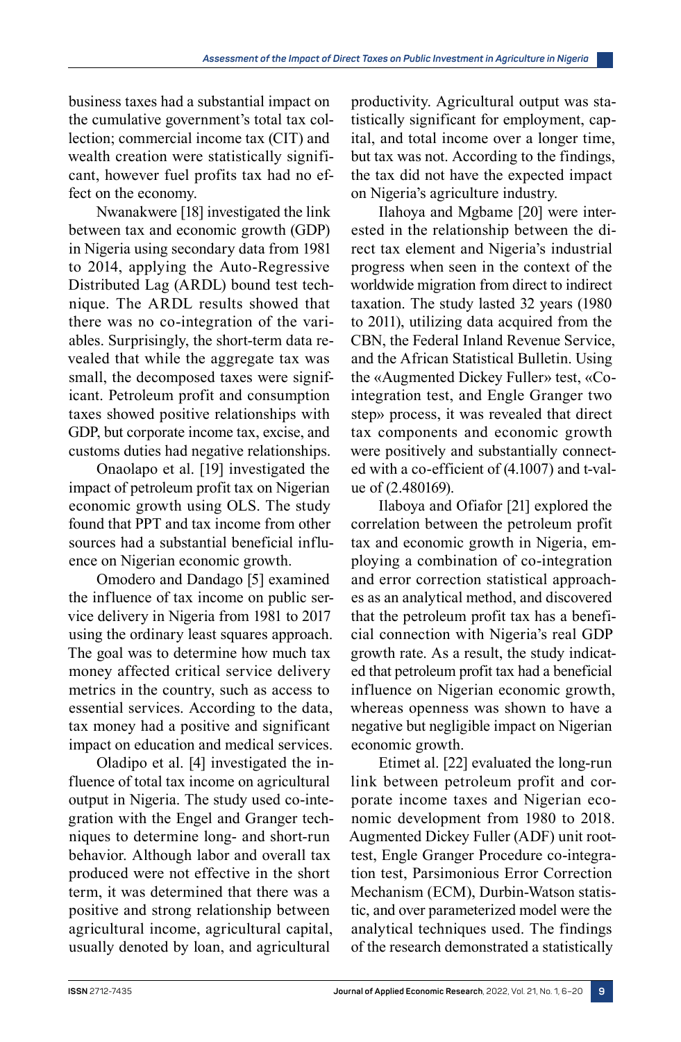business taxes had a substantial impact on the cumulative government's total tax collection; commercial income tax (CIT) and wealth creation were statistically significant, however fuel profits tax had no effect on the economy.

Nwanakwere [18] investigated the link between tax and economic growth (GDP) in Nigeria using secondary data from 1981 to 2014, applying the Auto-Regressive Distributed Lag (ARDL) bound test technique. The ARDL results showed that there was no co-integration of the variables. Surprisingly, the short-term data revealed that while the aggregate tax was small, the decomposed taxes were significant. Petroleum profit and consumption taxes showed positive relationships with GDP, but corporate income tax, excise, and customs duties had negative relationships.

Onaolapo et al. [19] investigated the impact of petroleum profit tax on Nigerian economic growth using OLS. The study found that PPT and tax income from other sources had a substantial beneficial influence on Nigerian economic growth.

Omodero and Dandago [5] examined the influence of tax income on public service delivery in Nigeria from 1981 to 2017 using the ordinary least squares approach. The goal was to determine how much tax money affected critical service delivery metrics in the country, such as access to essential services. According to the data, tax money had a positive and significant impact on education and medical services.

Oladipo et al. [4] investigated the influence of total tax income on agricultural output in Nigeria. The study used co-integration with the Engel and Granger techniques to determine long- and short-run behavior. Although labor and overall tax produced were not effective in the short term, it was determined that there was a positive and strong relationship between agricultural income, agricultural capital, usually denoted by loan, and agricultural productivity. Agricultural output was statistically significant for employment, capital, and total income over a longer time, but tax was not. According to the findings, the tax did not have the expected impact on Nigeria's agriculture industry.

Ilahoya and Mgbame [20] were interested in the relationship between the direct tax element and Nigeria's industrial progress when seen in the context of the worldwide migration from direct to indirect taxation. The study lasted 32 years (1980 to 2011), utilizing data acquired from the CBN, the Federal Inland Revenue Service, and the African Statistical Bulletin. Using the «Augmented Dickey Fuller» test, «Co-integration test, and Engle Granger two step» process, it was revealed that direct tax components and economic growth were positively and substantially connected with a co-efficient of (4.1007) and t-value of (2.480169).

Ilaboya and Ofiafor [21] explored the correlation between the petroleum profit tax and economic growth in Nigeria, employing a combination of co-integration and error correction statistical approaches as an analytical method, and discovered that the petroleum profit tax has a beneficial connection with Nigeria's real GDP growth rate. As a result, the study indicated that petroleum profit tax had a beneficial influence on Nigerian economic growth, whereas openness was shown to have a negative but negligible impact on Nigerian economic growth.

Etimet al. [22] evaluated the long-run link between petroleum profit and corporate income taxes and Nigerian economic development from 1980 to 2018. Augmented Dickey Fuller (ADF) unit root-test, Engle Granger Procedure co-integration test, Parsimonious Error Correction Mechanism (ECM), Durbin-Watson statistic, and over parameterized model were the analytical techniques used. The findings of the research demonstrated a statistically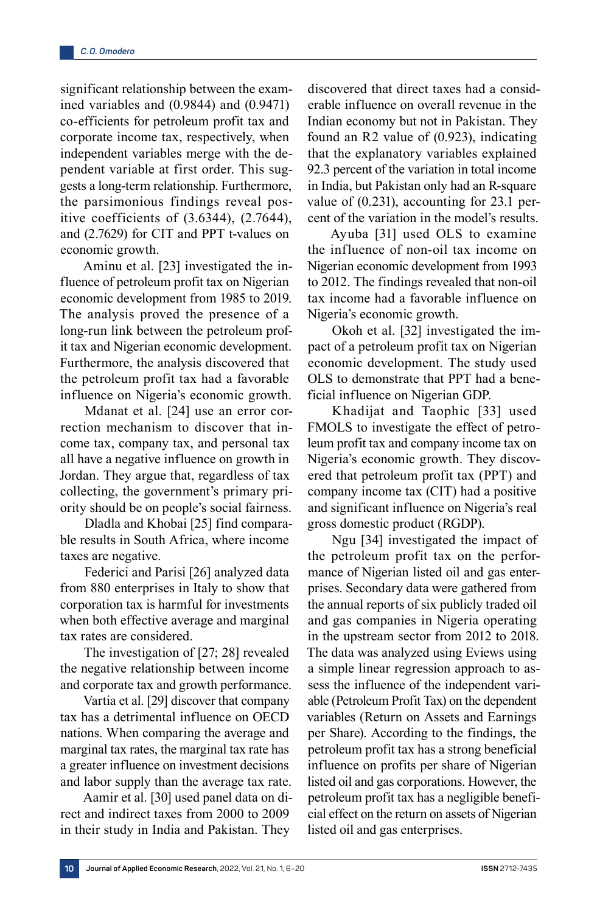significant relationship between the examined variables and (0.9844) and (0.9471) co-efficients for petroleum profit tax and corporate income tax, respectively, when independent variables merge with the dependent variable at first order. This suggests a long-term relationship. Furthermore, the parsimonious findings reveal positive coefficients of (3.6344), (2.7644), and (2.7629) for CIT and PPT t-values on economic growth.

Aminu et al. [23] investigated the influence of petroleum profit tax on Nigerian economic development from 1985 to 2019. The analysis proved the presence of a long-run link between the petroleum profit tax and Nigerian economic development. Furthermore, the analysis discovered that the petroleum profit tax had a favorable influence on Nigeria's economic growth.

Mdanat et al. [24] use an error correction mechanism to discover that income tax, company tax, and personal tax all have a negative influence on growth in Jordan. They argue that, regardless of tax collecting, the government's primary priority should be on people's social fairness.

Dladla and Khobai [25] find comparable results in South Africa, where income taxes are negative.

Federici and Parisi [26] analyzed data from 880 enterprises in Italy to show that corporation tax is harmful for investments when both effective average and marginal tax rates are considered.

The investigation of [27; 28] revealed the negative relationship between income and corporate tax and growth performance.

Vartia et al. [29] discover that company tax has a detrimental influence on OECD nations. When comparing the average and marginal tax rates, the marginal tax rate has a greater influence on investment decisions and labor supply than the average tax rate.

Aamir et al. [30] used panel data on direct and indirect taxes from 2000 to 2009 in their study in India and Pakistan. They discovered that direct taxes had a considerable influence on overall revenue in the Indian economy but not in Pakistan. They found an R2 value of (0.923), indicating that the explanatory variables explained 92.3 percent of the variation in total income in India, but Pakistan only had an R-square value of (0.231), accounting for 23.1 percent of the variation in the model's results.

Ayuba [31] used OLS to examine the influence of non-oil tax income on Nigerian economic development from 1993 to 2012. The findings revealed that non-oil tax income had a favorable influence on Nigeria's economic growth.

Okoh et al. [32] investigated the impact of a petroleum profit tax on Nigerian economic development. The study used OLS to demonstrate that PPT had a beneficial influence on Nigerian GDP.

Khadijat and Taophic [33] used FMOLS to investigate the effect of petroleum profit tax and company income tax on Nigeria's economic growth. They discovered that petroleum profit tax (PPT) and company income tax (CIT) had a positive and significant influence on Nigeria's real gross domestic product (RGDP).

Ngu [34] investigated the impact of the petroleum profit tax on the performance of Nigerian listed oil and gas enterprises. Secondary data were gathered from the annual reports of six publicly traded oil and gas companies in Nigeria operating in the upstream sector from 2012 to 2018. The data was analyzed using Eviews using a simple linear regression approach to assess the influence of the independent variable (Petroleum Profit Tax) on the dependent variables (Return on Assets and Earnings per Share). According to the findings, the petroleum profit tax has a strong beneficial influence on profits per share of Nigerian listed oil and gas corporations. However, the petroleum profit tax has a negligible beneficial effect on the return on assets of Nigerian listed oil and gas enterprises.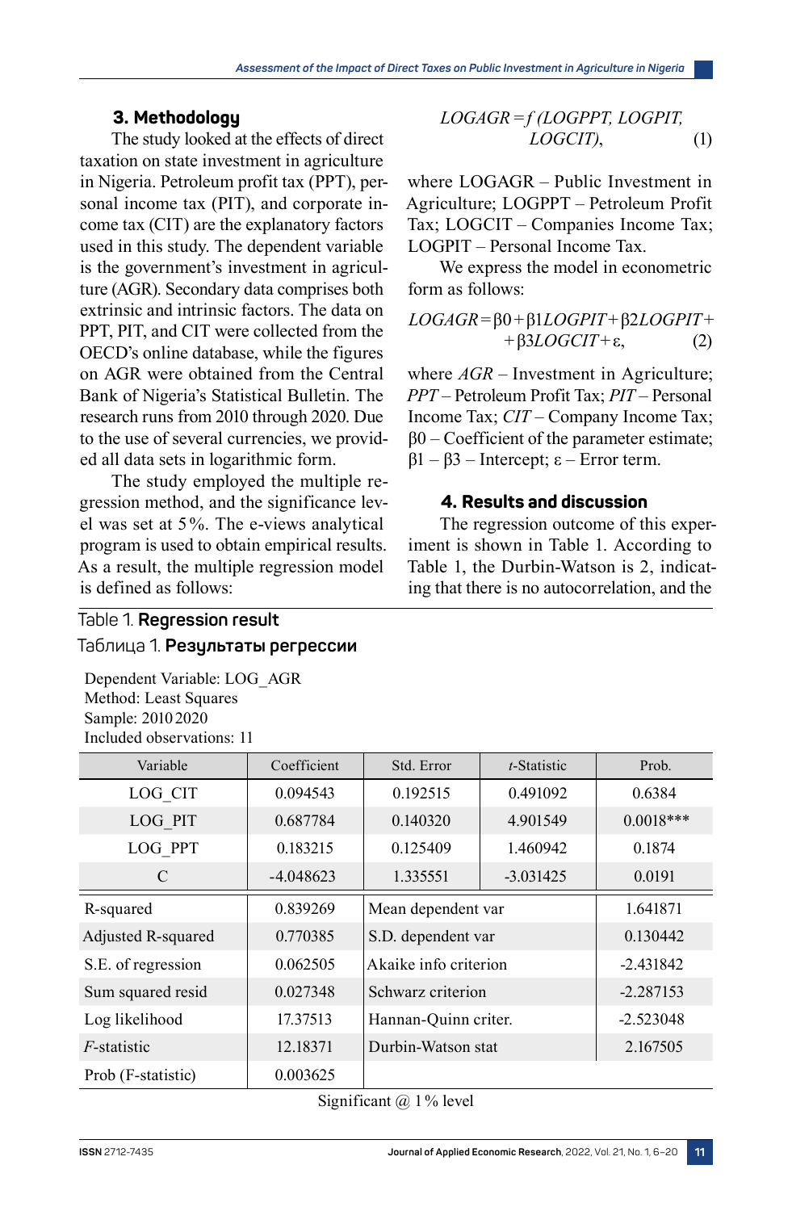## 3. Methodology

The study looked at the effects of direct taxation on state investment in agriculture in Nigeria. Petroleum profit tax (PPT), personal income tax (PIT), and corporate income tax (CIT) are the explanatory factors used in this study. The dependent variable is the government's investment in agriculture (AGR). Secondary data comprises both extrinsic and intrinsic factors. The data on PPT, PIT, and CIT were collected from the OECD's online database, while the figures on AGR were obtained from the Central Bank of Nigeria's Statistical Bulletin. The research runs from 2010 through 2020. Due to the use of several currencies, we provided all data sets in logarithmic form.

The study employed the multiple regression method, and the significance level was set at 5%. The e-views analytical program is used to obtain empirical results. As a result, the multiple regression model is defined as follows:

$$LOGAGR = f\,(LOGPPT,\ LOGPIT,\ LOGCIT), \tag{1}$$

where LOGAGR – Public Investment in Agriculture; LOGPPT – Petroleum Profit Tax; LOGCIT – Companies Income Tax; LOGPIT – Personal Income Tax.

We express the model in econometric form as follows:

$$LOGAGR = \beta 0 + \beta 1 LOGPIT + \beta 2 LOGPIT + \beta 3 LOGCIT + \varepsilon, \tag{2}$$

where *AGR* – Investment in Agriculture; *PPT* – Petroleum Profit Tax; *PIT* – Personal Income Tax; *CIT* – Company Income Tax; β0 – Coefficient of the parameter estimate; β1 – β3 – Intercept; ε – Error term.

## 4. Results and discussion

The regression outcome of this experiment is shown in Table 1. According to Table 1, the Durbin-Watson is 2, indicating that there is no autocorrelation, and the

Table 1. **Regression result**

Таблица 1. **Результаты регрессии**

Dependent Variable: LOG_AGR
Method: Least Squares
Sample: 2010 2020
Included observations: 11

| Variable | Coefficient | Std. Error | *t*-Statistic | Prob. |
|---|---|---|---|---|
| LOG_CIT | 0.094543 | 0.192515 | 0.491092 | 0.6384 |
| LOG_PIT | 0.687784 | 0.140320 | 4.901549 | 0.0018*** |
| LOG_PPT | 0.183215 | 0.125409 | 1.460942 | 0.1874 |
| C | -4.048623 | 1.335551 | -3.031425 | 0.0191 |

| | | | |
|---|---|---|---|
| R-squared | 0.839269 | Mean dependent var | 1.641871 |
| Adjusted R-squared | 0.770385 | S.D. dependent var | 0.130442 |
| S.E. of regression | 0.062505 | Akaike info criterion | -2.431842 |
| Sum squared resid | 0.027348 | Schwarz criterion | -2.287153 |
| Log likelihood | 17.37513 | Hannan-Quinn criter. | -2.523048 |
| *F*-statistic | 12.18371 | Durbin-Watson stat | 2.167505 |
| Prob (F-statistic) | 0.003625 | | |

Significant @ 1% level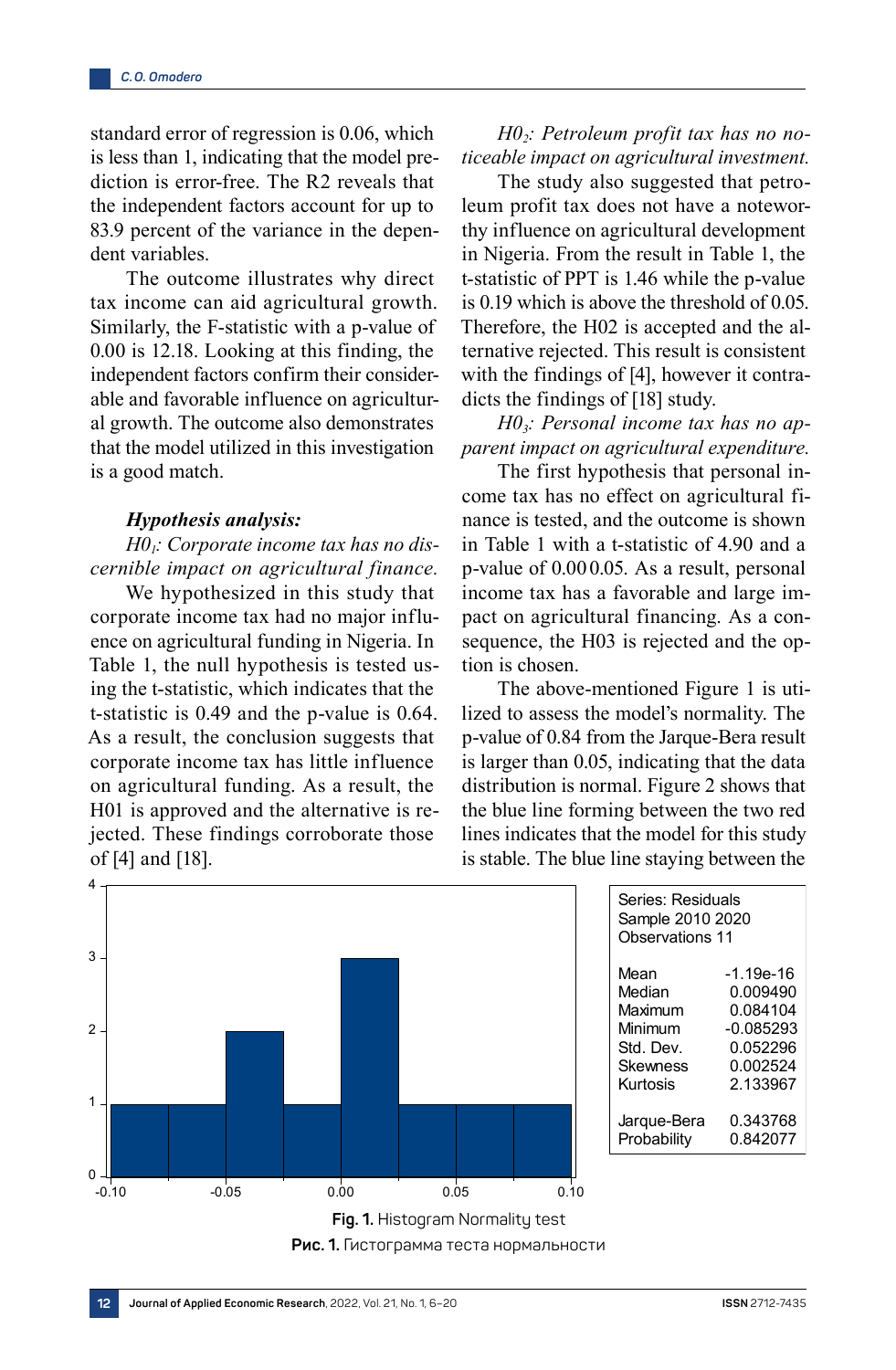standard error of regression is 0.06, which is less than 1, indicating that the model prediction is error-free. The R2 reveals that the independent factors account for up to 83.9 percent of the variance in the dependent variables.

The outcome illustrates why direct tax income can aid agricultural growth. Similarly, the F-statistic with a p-value of 0.00 is 12.18. Looking at this finding, the independent factors confirm their considerable and favorable influence on agricultural growth. The outcome also demonstrates that the model utilized in this investigation is a good match.

***Hypothesis analysis:***

*$H0_1$: Corporate income tax has no discernible impact on agricultural finance.*

We hypothesized in this study that corporate income tax had no major influence on agricultural funding in Nigeria. In Table 1, the null hypothesis is tested using the t-statistic, which indicates that the t-statistic is 0.49 and the p-value is 0.64. As a result, the conclusion suggests that corporate income tax has little influence on agricultural funding. As a result, the H01 is approved and the alternative is rejected. These findings corroborate those of [4] and [18].

*$H0_2$: Petroleum profit tax has no noticeable impact on agricultural investment.*

The study also suggested that petroleum profit tax does not have a noteworthy influence on agricultural development in Nigeria. From the result in Table 1, the t-statistic of PPT is 1.46 while the p-value is 0.19 which is above the threshold of 0.05. Therefore, the H02 is accepted and the alternative rejected. This result is consistent with the findings of [4], however it contradicts the findings of [18] study.

*$H0_3$: Personal income tax has no apparent impact on agricultural expenditure.*

The first hypothesis that personal income tax has no effect on agricultural finance is tested, and the outcome is shown in Table 1 with a t-statistic of 4.90 and a p-value of 0.00 0.05. As a result, personal income tax has a favorable and large impact on agricultural financing. As a consequence, the H03 is rejected and the option is chosen.

The above-mentioned Figure 1 is utilized to assess the model's normality. The p-value of 0.84 from the Jarque-Bera result is larger than 0.05, indicating that the data distribution is normal. Figure 2 shows that the blue line forming between the two red lines indicates that the model for this study is stable. The blue line staying between the

| Series: Residuals | |
|---|---|
| Sample 2010 2020 | |
| Observations 11 | |
| Mean | -1.19e-16 |
| Median | 0.009490 |
| Maximum | 0.084104 |
| Minimum | -0.085293 |
| Std. Dev. | 0.052296 |
| Skewness | 0.002524 |
| Kurtosis | 2.133967 |
| Jarque-Bera | 0.343768 |
| Probability | 0.842077 |

**Fig. 1.** Histogram Normality test

**Рис. 1.** Гистограмма теста нормальности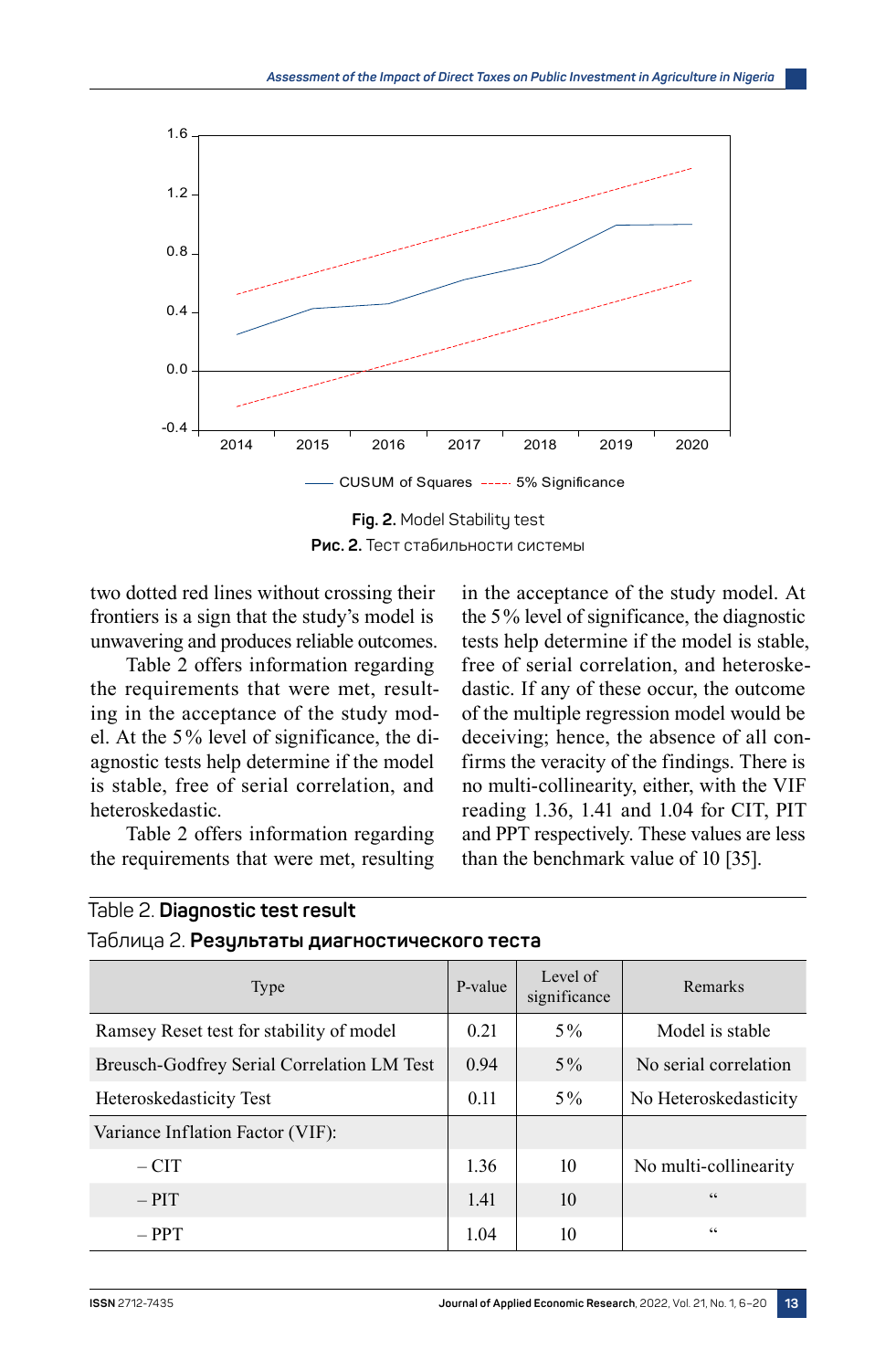Fig. 2. Model Stability test

Рис. 2. Тест стабильности системы

two dotted red lines without crossing their frontiers is a sign that the study's model is unwavering and produces reliable outcomes.

Table 2 offers information regarding the requirements that were met, resulting in the acceptance of the study model. At the 5% level of significance, the diagnostic tests help determine if the model is stable, free of serial correlation, and heteroskedastic.

Table 2 offers information regarding the requirements that were met, resulting in the acceptance of the study model. At the 5% level of significance, the diagnostic tests help determine if the model is stable, free of serial correlation, and heteroskedastic. If any of these occur, the outcome of the multiple regression model would be deceiving; hence, the absence of all confirms the veracity of the findings. There is no multi-collinearity, either, with the VIF reading 1.36, 1.41 and 1.04 for CIT, PIT and PPT respectively. These values are less than the benchmark value of 10 [35].

Table 2. **Diagnostic test result**

Таблица 2. **Результаты диагностического теста**

| Type | P-value | Level of significance | Remarks |
|---|---|---|---|
| Ramsey Reset test for stability of model | 0.21 | 5% | Model is stable |
| Breusch-Godfrey Serial Correlation LM Test | 0.94 | 5% | No serial correlation |
| Heteroskedasticity Test | 0.11 | 5% | No Heteroskedasticity |
| Variance Inflation Factor (VIF): | | | |
| – CIT | 1.36 | 10 | No multi-collinearity |
| – PIT | 1.41 | 10 | " |
| – PPT | 1.04 | 10 | " |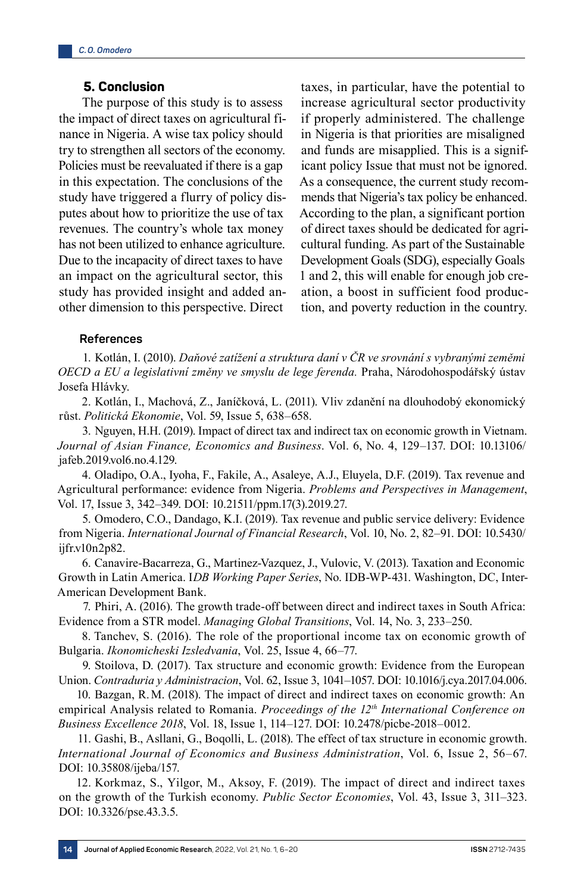## 5. Conclusion

The purpose of this study is to assess the impact of direct taxes on agricultural finance in Nigeria. A wise tax policy should try to strengthen all sectors of the economy. Policies must be reevaluated if there is a gap in this expectation. The conclusions of the study have triggered a flurry of policy disputes about how to prioritize the use of tax revenues. The country's whole tax money has not been utilized to enhance agriculture. Due to the incapacity of direct taxes to have an impact on the agricultural sector, this study has provided insight and added another dimension to this perspective. Direct taxes, in particular, have the potential to increase agricultural sector productivity if properly administered. The challenge in Nigeria is that priorities are misaligned and funds are misapplied. This is a significant policy Issue that must not be ignored. As a consequence, the current study recommends that Nigeria's tax policy be enhanced. According to the plan, a significant portion of direct taxes should be dedicated for agricultural funding. As part of the Sustainable Development Goals (SDG), especially Goals 1 and 2, this will enable for enough job creation, a boost in sufficient food production, and poverty reduction in the country.

## References

1. Kotlán, I. (2010). *Daňové zatížení a struktura daní v ČR ve srovnání s vybranými zeměmi OECD a EU a legislativní změny ve smyslu de lege ferenda.* Praha, Národohospodářský ústav Josefa Hlávky.

2. Kotlán, I., Machová, Z., Janíčková, L. (2011). Vliv zdanění na dlouhodobý ekonomický růst. *Politická Ekonomie*, Vol. 59, Issue 5, 638–658.

3. Nguyen, H.H. (2019). Impact of direct tax and indirect tax on economic growth in Vietnam. *Journal of Asian Finance, Economics and Business*. Vol. 6, No. 4, 129–137. DOI: 10.13106/jafeb.2019.vol6.no.4.129.

4. Oladipo, O.A., Iyoha, F., Fakile, A., Asaleye, A.J., Eluyela, D.F. (2019). Tax revenue and Agricultural performance: evidence from Nigeria. *Problems and Perspectives in Management*, Vol. 17, Issue 3, 342–349. DOI: 10.21511/ppm.17(3).2019.27.

5. Omodero, C.O., Dandago, K.I. (2019). Tax revenue and public service delivery: Evidence from Nigeria. *International Journal of Financial Research*, Vol. 10, No. 2, 82–91. DOI: 10.5430/ijfr.v10n2p82.

6. Canavire-Bacarreza, G., Martinez-Vazquez, J., Vulovic, V. (2013). Taxation and Economic Growth in Latin America. I*DB Working Paper Series*, No. IDB-WP-431. Washington, DC, Inter-American Development Bank.

7. Phiri, A. (2016). The growth trade-off between direct and indirect taxes in South Africa: Evidence from a STR model. *Managing Global Transitions*, Vol. 14, No. 3, 233–250.

8. Tanchev, S. (2016). The role of the proportional income tax on economic growth of Bulgaria. *Ikonomicheski Izsledvania*, Vol. 25, Issue 4, 66–77.

9. Stoilova, D. (2017). Tax structure and economic growth: Evidence from the European Union. *Contraduria y Administracion*, Vol. 62, Issue 3, 1041–1057. DOI: 10.1016/j.cya.2017.04.006.

10. Bazgan, R.M. (2018). The impact of direct and indirect taxes on economic growth: An empirical Analysis related to Romania. *Proceedings of the 12th International Conference on Business Excellence 2018*, Vol. 18, Issue 1, 114–127. DOI: 10.2478/picbe-2018–0012.

11. Gashi, B., Asllani, G., Boqolli, L. (2018). The effect of tax structure in economic growth. *International Journal of Economics and Business Administration*, Vol. 6, Issue 2, 56–67. DOI: 10.35808/ijeba/157.

12. Korkmaz, S., Yilgor, M., Aksoy, F. (2019). The impact of direct and indirect taxes on the growth of the Turkish economy. *Public Sector Economies*, Vol. 43, Issue 3, 311–323. DOI: 10.3326/pse.43.3.5.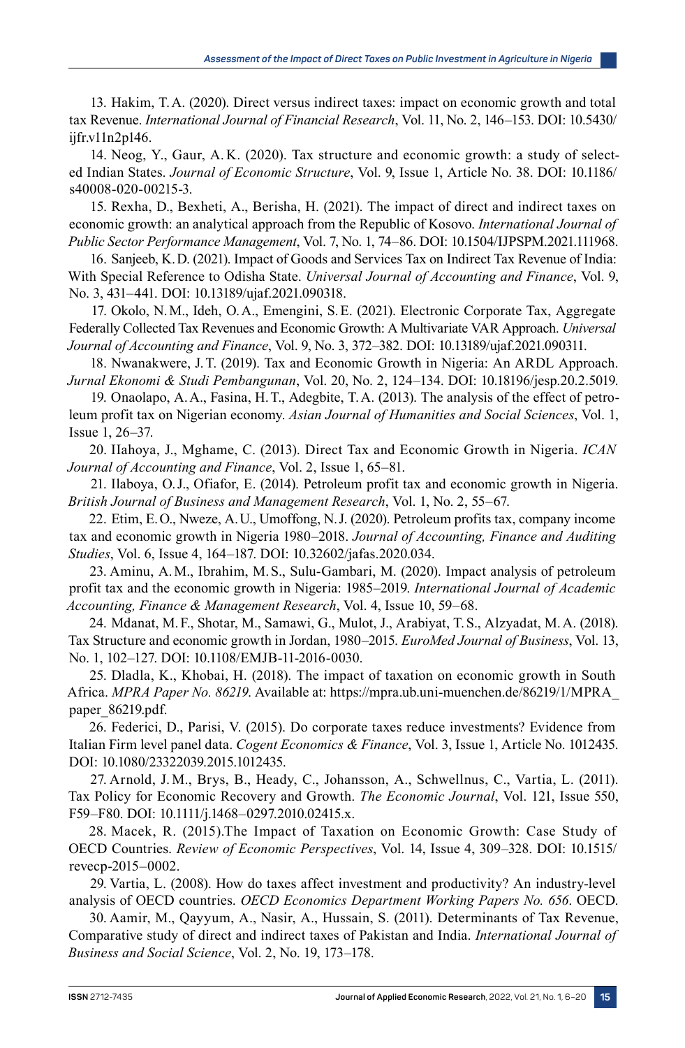13. Hakim, T.A. (2020). Direct versus indirect taxes: impact on economic growth and total tax Revenue. *International Journal of Financial Research*, Vol. 11, No. 2, 146–153. DOI: 10.5430/ijfr.v11n2p146.

14. Neog, Y., Gaur, A.K. (2020). Tax structure and economic growth: a study of selected Indian States. *Journal of Economic Structure*, Vol. 9, Issue 1, Article No. 38. DOI: 10.1186/s40008-020-00215-3.

15. Rexha, D., Bexheti, A., Berisha, H. (2021). The impact of direct and indirect taxes on economic growth: an analytical approach from the Republic of Kosovo. *International Journal of Public Sector Performance Management*, Vol. 7, No. 1, 74–86. DOI: 10.1504/IJPSPM.2021.111968.

16. Sanjeeb, K.D. (2021). Impact of Goods and Services Tax on Indirect Tax Revenue of India: With Special Reference to Odisha State. *Universal Journal of Accounting and Finance*, Vol. 9, No. 3, 431–441. DOI: 10.13189/ujaf.2021.090318.

17. Okolo, N.M., Ideh, O.A., Emengini, S.E. (2021). Electronic Corporate Tax, Aggregate Federally Collected Tax Revenues and Economic Growth: A Multivariate VAR Approach. *Universal Journal of Accounting and Finance*, Vol. 9, No. 3, 372–382. DOI: 10.13189/ujaf.2021.090311.

18. Nwanakwere, J.T. (2019). Tax and Economic Growth in Nigeria: An ARDL Approach. *Jurnal Ekonomi & Studi Pembangunan*, Vol. 20, No. 2, 124–134. DOI: 10.18196/jesp.20.2.5019.

19. Onaolapo, A.A., Fasina, H.T., Adegbite, T.A. (2013). The analysis of the effect of petroleum profit tax on Nigerian economy. *Asian Journal of Humanities and Social Sciences*, Vol. 1, Issue 1, 26–37.

20. IIahoya, J., Mghame, C. (2013). Direct Tax and Economic Growth in Nigeria. *ICAN Journal of Accounting and Finance*, Vol. 2, Issue 1, 65–81.

21. Ilaboya, O.J., Ofiafor, E. (2014). Petroleum profit tax and economic growth in Nigeria. *British Journal of Business and Management Research*, Vol. 1, No. 2, 55–67.

22. Etim, E.O., Nweze, A.U., Umoffong, N.J. (2020). Petroleum profits tax, company income tax and economic growth in Nigeria 1980–2018. *Journal of Accounting, Finance and Auditing Studies*, Vol. 6, Issue 4, 164–187. DOI: 10.32602/jafas.2020.034.

23. Aminu, A.M., Ibrahim, M.S., Sulu-Gambari, M. (2020). Impact analysis of petroleum profit tax and the economic growth in Nigeria: 1985–2019. *International Journal of Academic Accounting, Finance & Management Research*, Vol. 4, Issue 10, 59–68.

24. Mdanat, M.F., Shotar, M., Samawi, G., Mulot, J., Arabiyat, T.S., Alzyadat, M.A. (2018). Tax Structure and economic growth in Jordan, 1980–2015. *EuroMed Journal of Business*, Vol. 13, No. 1, 102–127. DOI: 10.1108/EMJB-11-2016-0030.

25. Dladla, K., Khobai, H. (2018). The impact of taxation on economic growth in South Africa. *MPRA Paper No. 86219*. Available at: https://mpra.ub.uni-muenchen.de/86219/1/MPRA_paper_86219.pdf.

26. Federici, D., Parisi, V. (2015). Do corporate taxes reduce investments? Evidence from Italian Firm level panel data. *Cogent Economics & Finance*, Vol. 3, Issue 1, Article No. 1012435. DOI: 10.1080/23322039.2015.1012435.

27. Arnold, J.M., Brys, B., Heady, C., Johansson, A., Schwellnus, C., Vartia, L. (2011). Tax Policy for Economic Recovery and Growth. *The Economic Journal*, Vol. 121, Issue 550, F59–F80. DOI: 10.1111/j.1468–0297.2010.02415.x.

28. Macek, R. (2015).The Impact of Taxation on Economic Growth: Case Study of OECD Countries. *Review of Economic Perspectives*, Vol. 14, Issue 4, 309–328. DOI: 10.1515/revecp-2015–0002.

29. Vartia, L. (2008). How do taxes affect investment and productivity? An industry-level analysis of OECD countries. *OECD Economics Department Working Papers No. 656*. OECD.

30. Aamir, M., Qayyum, A., Nasir, A., Hussain, S. (2011). Determinants of Tax Revenue, Comparative study of direct and indirect taxes of Pakistan and India. *International Journal of Business and Social Science*, Vol. 2, No. 19, 173–178.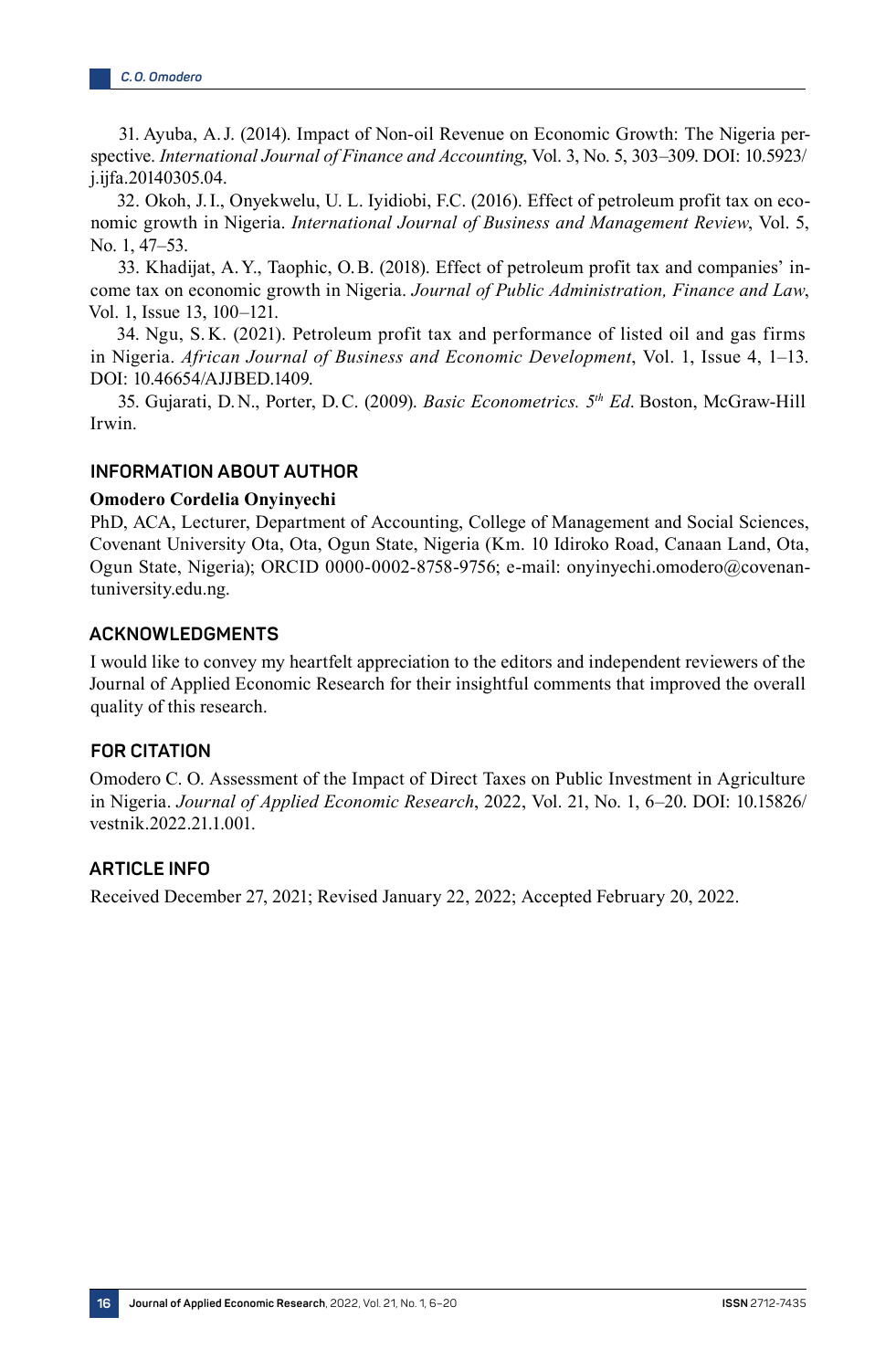31. Ayuba, A.J. (2014). Impact of Non-oil Revenue on Economic Growth: The Nigeria perspective. *International Journal of Finance and Accounting*, Vol. 3, No. 5, 303–309. DOI: 10.5923/j.ijfa.20140305.04.

32. Okoh, J.I., Onyekwelu, U. L. Iyidiobi, F.C. (2016). Effect of petroleum profit tax on economic growth in Nigeria. *International Journal of Business and Management Review*, Vol. 5, No. 1, 47–53.

33. Khadijat, A.Y., Taophic, O.B. (2018). Effect of petroleum profit tax and companies' income tax on economic growth in Nigeria. *Journal of Public Administration, Finance and Law*, Vol. 1, Issue 13, 100–121.

34. Ngu, S.K. (2021). Petroleum profit tax and performance of listed oil and gas firms in Nigeria. *African Journal of Business and Economic Development*, Vol. 1, Issue 4, 1–13. DOI: 10.46654/AJJBED.1409.

35. Gujarati, D.N., Porter, D.C. (2009). *Basic Econometrics. 5th Ed*. Boston, McGraw-Hill Irwin.

## INFORMATION ABOUT AUTHOR

**Omodero Cordelia Onyinyechi**

PhD, ACA, Lecturer, Department of Accounting, College of Management and Social Sciences, Covenant University Ota, Ota, Ogun State, Nigeria (Km. 10 Idiroko Road, Canaan Land, Ota, Ogun State, Nigeria); ORCID 0000-0002-8758-9756; e-mail: onyinyechi.omodero@covenantuniversity.edu.ng.

## ACKNOWLEDGMENTS

I would like to convey my heartfelt appreciation to the editors and independent reviewers of the Journal of Applied Economic Research for their insightful comments that improved the overall quality of this research.

## FOR CITATION

Omodero C. O. Assessment of the Impact of Direct Taxes on Public Investment in Agriculture in Nigeria. *Journal of Applied Economic Research*, 2022, Vol. 21, No. 1, 6–20. DOI: 10.15826/vestnik.2022.21.1.001.

## ARTICLE INFO

Received December 27, 2021; Revised January 22, 2022; Accepted February 20, 2022.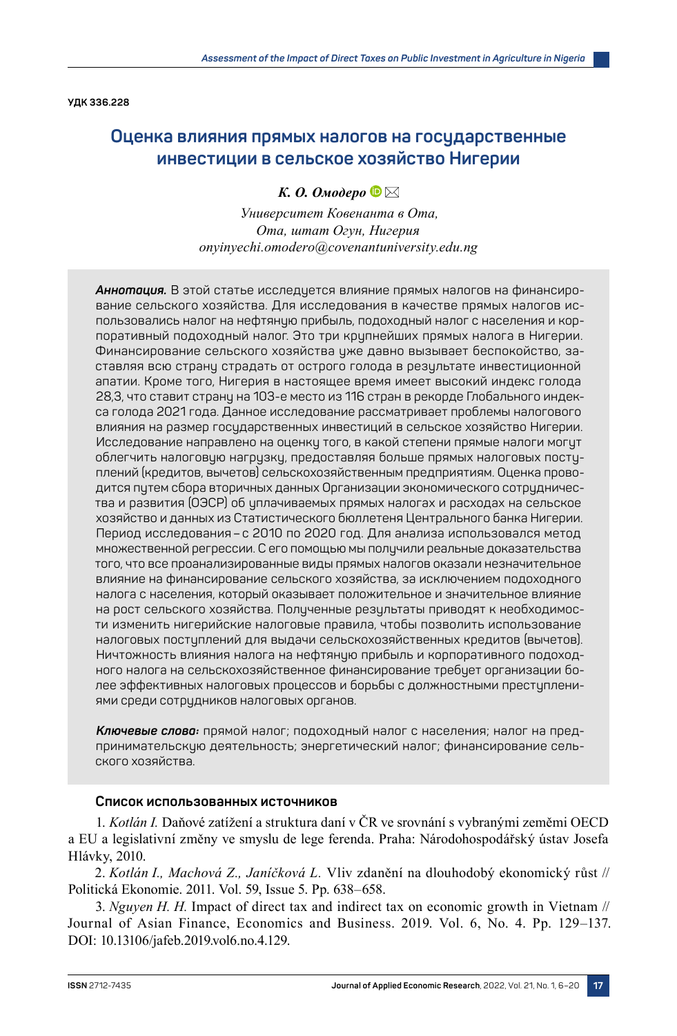УДК 336.228

# Оценка влияния прямых налогов на государственные инвестиции в сельское хозяйство Нигерии

***К. О. Омодеро***

*Университет Ковенанта в Ота,*
*Ота, штат Огун, Нигерия*
*onyinyechi.omodero@covenantuniversity.edu.ng*

***Аннотация.*** В этой статье исследуется влияние прямых налогов на финансирование сельского хозяйства. Для исследования в качестве прямых налогов использовались налог на нефтяную прибыль, подоходный налог с населения и корпоративный подоходный налог. Это три крупнейших прямых налога в Нигерии. Финансирование сельского хозяйства уже давно вызывает беспокойство, заставляя всю страну страдать от острого голода в результате инвестиционной апатии. Кроме того, Нигерия в настоящее время имеет высокий индекс голода 28,3, что ставит страну на 103-е место из 116 стран в рекорде Глобального индекса голода 2021 года. Данное исследование рассматривает проблемы налогового влияния на размер государственных инвестиций в сельское хозяйство Нигерии. Исследование направлено на оценку того, в какой степени прямые налоги могут облегчить налоговую нагрузку, предоставляя больше прямых налоговых поступлений (кредитов, вычетов) сельскохозяйственным предприятиям. Оценка проводится путем сбора вторичных данных Организации экономического сотрудничества и развития (ОЭСР) об уплачиваемых прямых налогах и расходах на сельское хозяйство и данных из Статистического бюллетеня Центрального банка Нигерии. Период исследования – с 2010 по 2020 год. Для анализа использовался метод множественной регрессии. С его помощью мы получили реальные доказательства того, что все проанализированные виды прямых налогов оказали незначительное влияние на финансирование сельского хозяйства, за исключением подоходного налога с населения, который оказывает положительное и значительное влияние на рост сельского хозяйства. Полученные результаты приводят к необходимости изменить нигерийские налоговые правила, чтобы позволить использование налоговых поступлений для выдачи сельскохозяйственных кредитов (вычетов). Ничтожность влияния налога на нефтяную прибыль и корпоративного подоходного налога на сельскохозяйственное финансирование требует организации более эффективных налоговых процессов и борьбы с должностными преступлениями среди сотрудников налоговых органов.

***Ключевые слова:*** прямой налог; подоходный налог с населения; налог на предпринимательскую деятельность; энергетический налог; финансирование сельского хозяйства.

### Список использованных источников

1. *Kotlán I.* Daňové zatížení a struktura daní v ČR ve srovnání s vybranými zeměmi OECD a EU a legislativní změny ve smyslu de lege ferenda. Praha: Národohospodářský ústav Josefa Hlávky, 2010.

2. *Kotlán I., Machová Z., Janíčková L.* Vliv zdanění na dlouhodobý ekonomický růst // Politická Ekonomie. 2011. Vol. 59, Issue 5. Pp. 638–658.

3. *Nguyen H. H.* Impact of direct tax and indirect tax on economic growth in Vietnam // Journal of Asian Finance, Economics and Business. 2019. Vol. 6, No. 4. Pp. 129–137. DOI: 10.13106/jafeb.2019.vol6.no.4.129.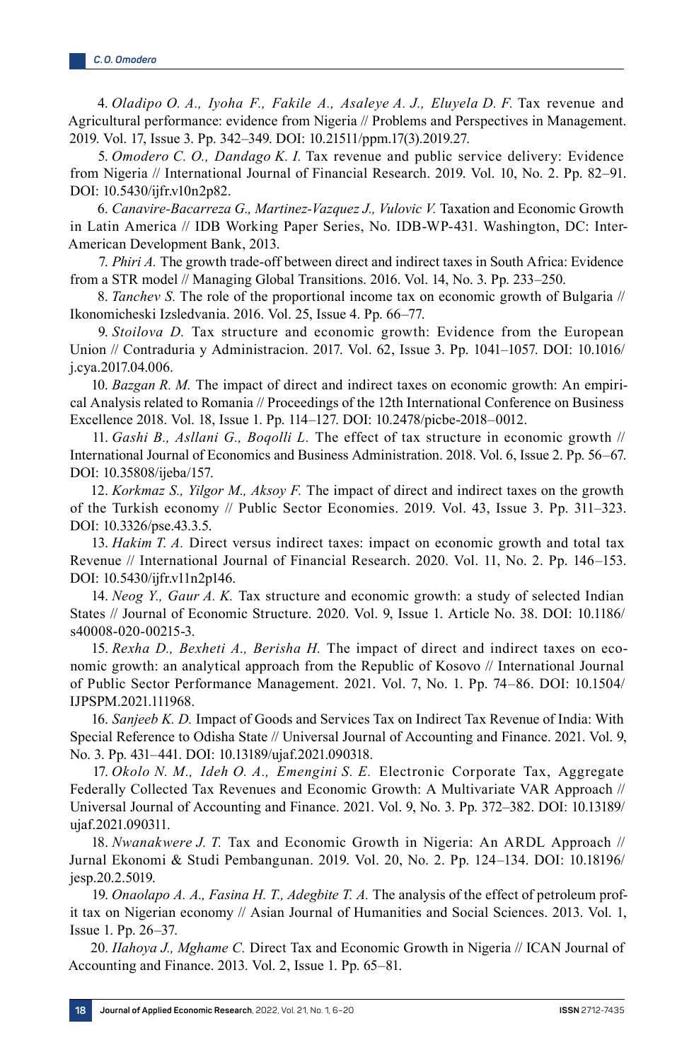4. *Oladipo O. A., Iyoha F., Fakile A., Asaleye A. J., Eluyela D. F.* Tax revenue and Agricultural performance: evidence from Nigeria // Problems and Perspectives in Management. 2019. Vol. 17, Issue 3. Pp. 342–349. DOI: 10.21511/ppm.17(3).2019.27.

5. *Omodero C. O., Dandago K. I.* Tax revenue and public service delivery: Evidence from Nigeria // International Journal of Financial Research. 2019. Vol. 10, No. 2. Pp. 82–91. DOI: 10.5430/ijfr.v10n2p82.

6. *Canavire-Bacarreza G., Martinez-Vazquez J., Vulovic V.* Taxation and Economic Growth in Latin America // IDB Working Paper Series, No. IDB-WP-431. Washington, DC: Inter-American Development Bank, 2013.

7. *Phiri A.* The growth trade-off between direct and indirect taxes in South Africa: Evidence from a STR model // Managing Global Transitions. 2016. Vol. 14, No. 3. Pp. 233–250.

8. *Tanchev S.* The role of the proportional income tax on economic growth of Bulgaria // Ikonomicheski Izsledvania. 2016. Vol. 25, Issue 4. Pp. 66–77.

9. *Stoilova D.* Tax structure and economic growth: Evidence from the European Union // Contraduria y Administracion. 2017. Vol. 62, Issue 3. Pp. 1041–1057. DOI: 10.1016/j.cya.2017.04.006.

10. *Bazgan R. M.* The impact of direct and indirect taxes on economic growth: An empirical Analysis related to Romania // Proceedings of the 12th International Conference on Business Excellence 2018. Vol. 18, Issue 1. Pp. 114–127. DOI: 10.2478/picbe-2018–0012.

11. *Gashi B., Asllani G., Boqolli L.* The effect of tax structure in economic growth // International Journal of Economics and Business Administration. 2018. Vol. 6, Issue 2. Pp. 56–67. DOI: 10.35808/ijeba/157.

12. *Korkmaz S., Yilgor M., Aksoy F.* The impact of direct and indirect taxes on the growth of the Turkish economy // Public Sector Economies. 2019. Vol. 43, Issue 3. Pp. 311–323. DOI: 10.3326/pse.43.3.5.

13. *Hakim T. A.* Direct versus indirect taxes: impact on economic growth and total tax Revenue // International Journal of Financial Research. 2020. Vol. 11, No. 2. Pp. 146–153. DOI: 10.5430/ijfr.v11n2p146.

14. *Neog Y., Gaur A. K.* Tax structure and economic growth: a study of selected Indian States // Journal of Economic Structure. 2020. Vol. 9, Issue 1. Article No. 38. DOI: 10.1186/s40008-020-00215-3.

15. *Rexha D., Bexheti A., Berisha H.* The impact of direct and indirect taxes on economic growth: an analytical approach from the Republic of Kosovo // International Journal of Public Sector Performance Management. 2021. Vol. 7, No. 1. Pp. 74–86. DOI: 10.1504/IJPSPM.2021.111968.

16. *Sanjeeb K. D.* Impact of Goods and Services Tax on Indirect Tax Revenue of India: With Special Reference to Odisha State // Universal Journal of Accounting and Finance. 2021. Vol. 9, No. 3. Pp. 431–441. DOI: 10.13189/ujaf.2021.090318.

17. *Okolo N. M., Ideh O. A., Emengini S. E.* Electronic Corporate Tax, Aggregate Federally Collected Tax Revenues and Economic Growth: A Multivariate VAR Approach // Universal Journal of Accounting and Finance. 2021. Vol. 9, No. 3. Pp. 372–382. DOI: 10.13189/ujaf.2021.090311.

18. *Nwanakwere J. T.* Tax and Economic Growth in Nigeria: An ARDL Approach // Jurnal Ekonomi & Studi Pembangunan. 2019. Vol. 20, No. 2. Pp. 124–134. DOI: 10.18196/jesp.20.2.5019.

19. *Onaolapo A. A., Fasina H. T., Adegbite T. A.* The analysis of the effect of petroleum profit tax on Nigerian economy // Asian Journal of Humanities and Social Sciences. 2013. Vol. 1, Issue 1. Pp. 26–37.

20. *Ilahoya J., Mghame C.* Direct Tax and Economic Growth in Nigeria // ICAN Journal of Accounting and Finance. 2013. Vol. 2, Issue 1. Pp. 65–81.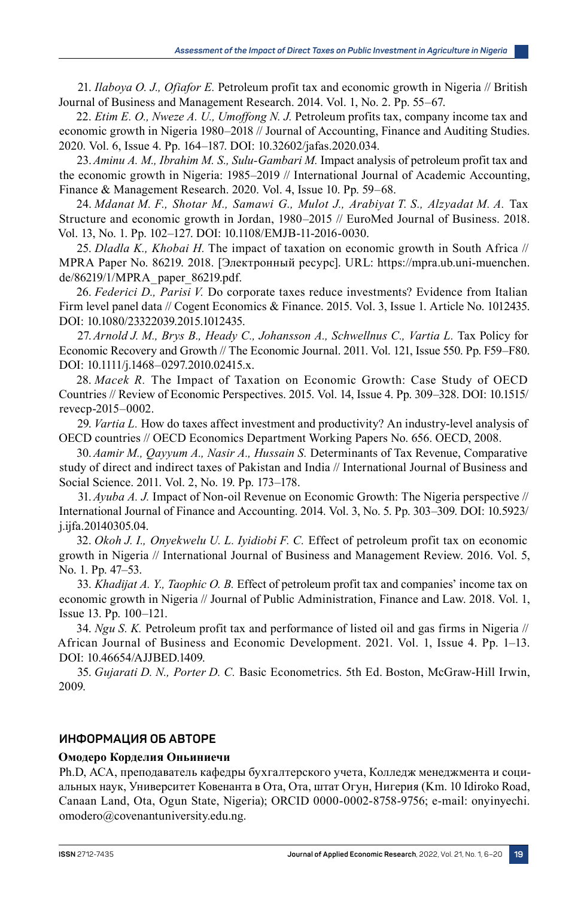21. *Ilaboya O. J., Ofiafor E.* Petroleum profit tax and economic growth in Nigeria // British Journal of Business and Management Research. 2014. Vol. 1, No. 2. Pp. 55–67.

22. *Etim E. O., Nweze A. U., Umoffong N. J.* Petroleum profits tax, company income tax and economic growth in Nigeria 1980–2018 // Journal of Accounting, Finance and Auditing Studies. 2020. Vol. 6, Issue 4. Pp. 164–187. DOI: 10.32602/jafas.2020.034.

23. *Aminu A. M., Ibrahim M. S., Sulu-Gambari M.* Impact analysis of petroleum profit tax and the economic growth in Nigeria: 1985–2019 // International Journal of Academic Accounting, Finance & Management Research. 2020. Vol. 4, Issue 10. Pp. 59–68.

24. *Mdanat M. F., Shotar M., Samawi G., Mulot J., Arabiyat T. S., Alzyadat M. A.* Tax Structure and economic growth in Jordan, 1980–2015 // EuroMed Journal of Business. 2018. Vol. 13, No. 1. Pp. 102–127. DOI: 10.1108/EMJB-11-2016-0030.

25. *Dladla K., Khobai H.* The impact of taxation on economic growth in South Africa // MPRA Paper No. 86219. 2018. [Электронный ресурс]. URL: https://mpra.ub.uni-muenchen.de/86219/1/MPRA_paper_86219.pdf.

26. *Federici D., Parisi V.* Do corporate taxes reduce investments? Evidence from Italian Firm level panel data // Cogent Economics & Finance. 2015. Vol. 3, Issue 1. Article No. 1012435. DOI: 10.1080/23322039.2015.1012435.

27. *Arnold J. M., Brys B., Heady C., Johansson A., Schwellnus C., Vartia L.* Tax Policy for Economic Recovery and Growth // The Economic Journal. 2011. Vol. 121, Issue 550. Pp. F59–F80. DOI: 10.1111/j.1468–0297.2010.02415.x.

28. *Macek R.* The Impact of Taxation on Economic Growth: Case Study of OECD Countries // Review of Economic Perspectives. 2015. Vol. 14, Issue 4. Pp. 309–328. DOI: 10.1515/revecp-2015–0002.

29. *Vartia L.* How do taxes affect investment and productivity? An industry-level analysis of OECD countries // OECD Economics Department Working Papers No. 656. OECD, 2008.

30. *Aamir M., Qayyum A., Nasir A., Hussain S.* Determinants of Tax Revenue, Comparative study of direct and indirect taxes of Pakistan and India // International Journal of Business and Social Science. 2011. Vol. 2, No. 19. Pp. 173–178.

31. *Ayuba A. J.* Impact of Non-oil Revenue on Economic Growth: The Nigeria perspective // International Journal of Finance and Accounting. 2014. Vol. 3, No. 5. Pp. 303–309. DOI: 10.5923/j.ijfa.20140305.04.

32. *Okoh J. I., Onyekwelu U. L. Iyidiobi F. C.* Effect of petroleum profit tax on economic growth in Nigeria // International Journal of Business and Management Review. 2016. Vol. 5, No. 1. Pp. 47–53.

33. *Khadijat A. Y., Taophic O. B.* Effect of petroleum profit tax and companies' income tax on economic growth in Nigeria // Journal of Public Administration, Finance and Law. 2018. Vol. 1, Issue 13. Pp. 100–121.

34. *Ngu S. K.* Petroleum profit tax and performance of listed oil and gas firms in Nigeria // African Journal of Business and Economic Development. 2021. Vol. 1, Issue 4. Pp. 1–13. DOI: 10.46654/AJJBED.1409.

35. *Gujarati D. N., Porter D. C.* Basic Econometrics. 5th Ed. Boston, McGraw-Hill Irwin, 2009.

## ИНФОРМАЦИЯ ОБ АВТОРЕ

**Омодеро Корделия Оньиниечи**

Ph.D, ACA, преподаватель кафедры бухгалтерского учета, Колледж менеджмента и социальных наук, Университет Ковенанта в Ота, Ота, штат Огун, Нигерия (Km. 10 Idiroko Road, Canaan Land, Ota, Ogun State, Nigeria); ORCID 0000-0002-8758-9756; e-mail: onyinyechi.omodero@covenantuniversity.edu.ng.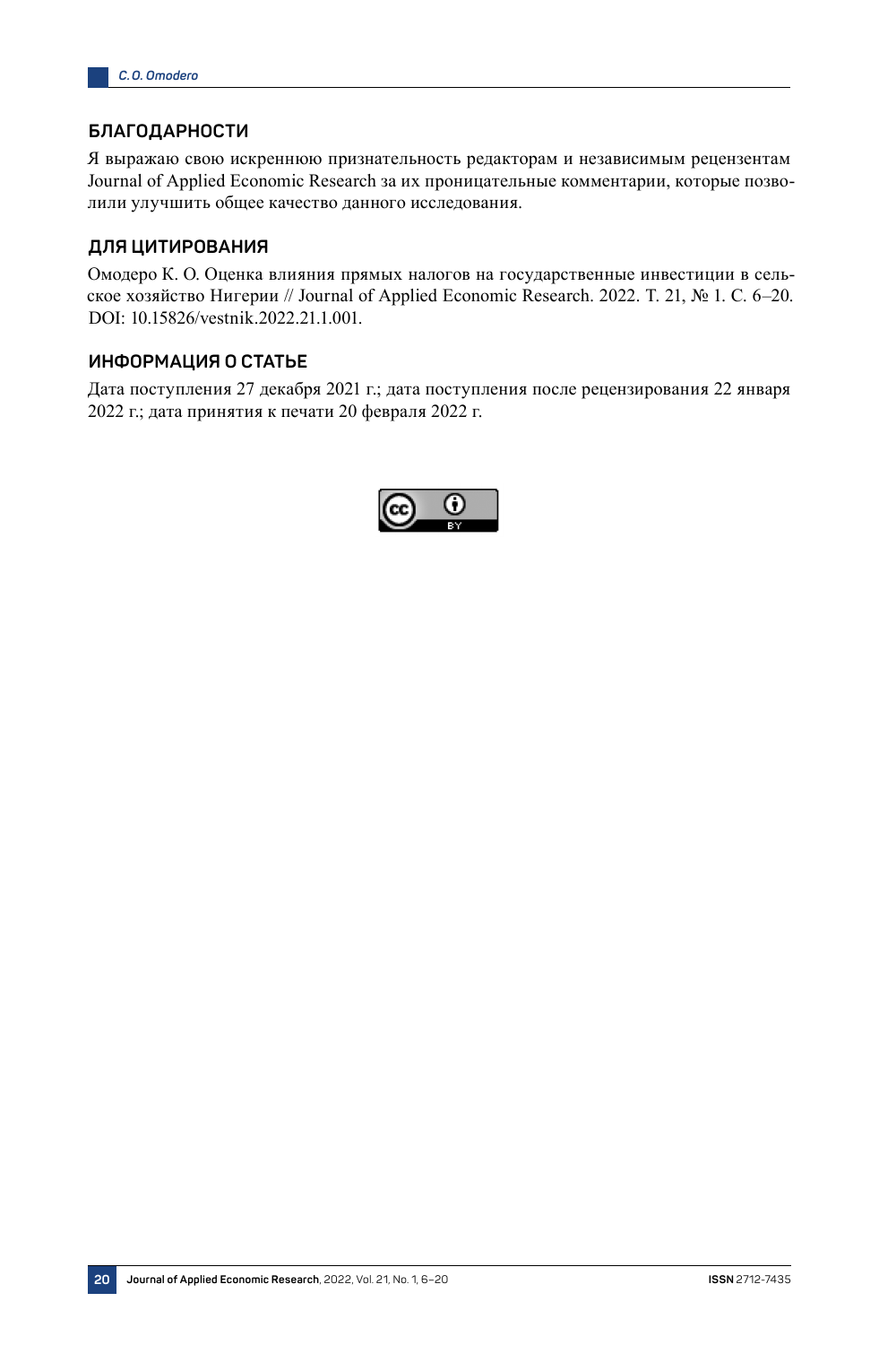## БЛАГОДАРНОСТИ

Я выражаю свою искреннюю признательность редакторам и независимым рецензентам Journal of Applied Economic Research за их проницательные комментарии, которые позволили улучшить общее качество данного исследования.

## ДЛЯ ЦИТИРОВАНИЯ

Омодеро К. О. Оценка влияния прямых налогов на государственные инвестиции в сельское хозяйство Нигерии // Journal of Applied Economic Research. 2022. Т. 21, № 1. С. 6–20. DOI: 10.15826/vestnik.2022.21.1.001.

## ИНФОРМАЦИЯ О СТАТЬЕ

Дата поступления 27 декабря 2021 г.; дата поступления после рецензирования 22 января 2022 г.; дата принятия к печати 20 февраля 2022 г.